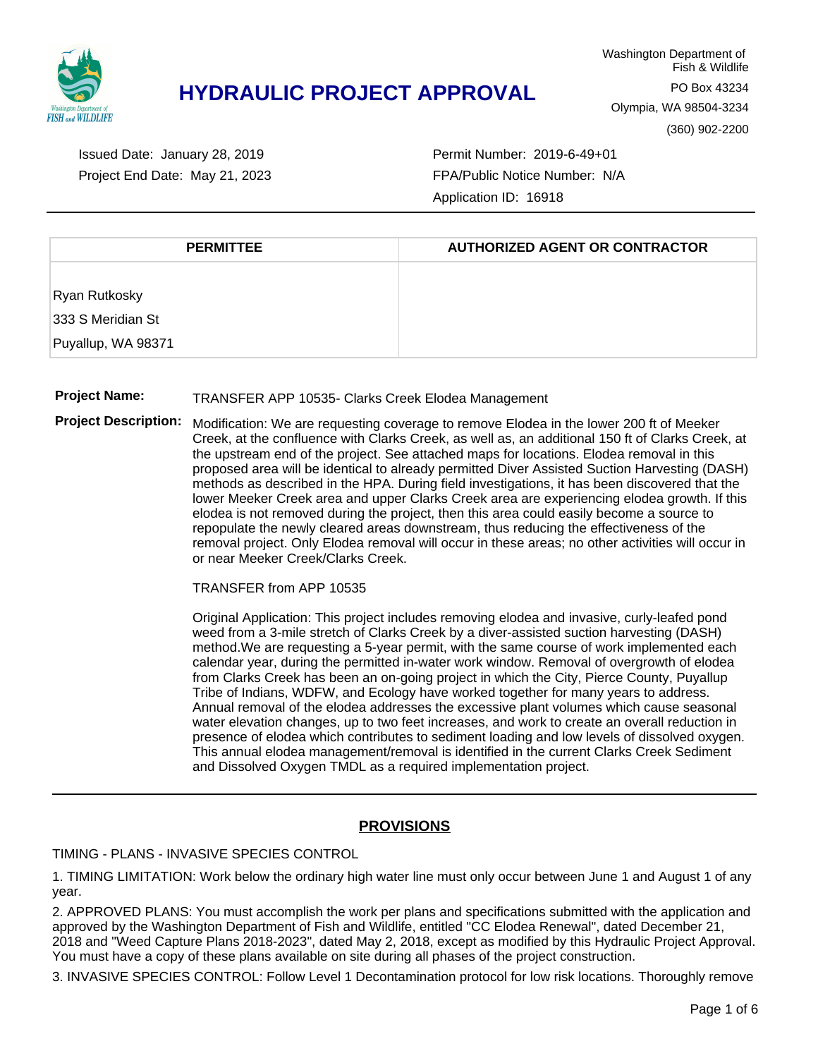# HYDRAULIC PROJECT APPROVAL

Washington Department of Fish & Wildlife
PO Box 43234
Olympia, WA 98504-3234
(360) 902-2200

Issued Date: January 28, 2019
Project End Date: May 21, 2023

Permit Number: 2019-6-49+01
FPA/Public Notice Number: N/A
Application ID: 16918

| PERMITTEE | AUTHORIZED AGENT OR CONTRACTOR |
| --- | --- |
| Ryan Rutkosky<br>333 S Meridian St<br>Puyallup, WA 98371 | |

**Project Name:** TRANSFER APP 10535- Clarks Creek Elodea Management

**Project Description:** Modification: We are requesting coverage to remove Elodea in the lower 200 ft of Meeker Creek, at the confluence with Clarks Creek, as well as, an additional 150 ft of Clarks Creek, at the upstream end of the project. See attached maps for locations. Elodea removal in this proposed area will be identical to already permitted Diver Assisted Suction Harvesting (DASH) methods as described in the HPA. During field investigations, it has been discovered that the lower Meeker Creek area and upper Clarks Creek area are experiencing elodea growth. If this elodea is not removed during the project, then this area could easily become a source to repopulate the newly cleared areas downstream, thus reducing the effectiveness of the removal project. Only Elodea removal will occur in these areas; no other activities will occur in or near Meeker Creek/Clarks Creek.

TRANSFER from APP 10535

Original Application: This project includes removing elodea and invasive, curly-leafed pond weed from a 3-mile stretch of Clarks Creek by a diver-assisted suction harvesting (DASH) method.We are requesting a 5-year permit, with the same course of work implemented each calendar year, during the permitted in-water work window. Removal of overgrowth of elodea from Clarks Creek has been an on-going project in which the City, Pierce County, Puyallup Tribe of Indians, WDFW, and Ecology have worked together for many years to address. Annual removal of the elodea addresses the excessive plant volumes which cause seasonal water elevation changes, up to two feet increases, and work to create an overall reduction in presence of elodea which contributes to sediment loading and low levels of dissolved oxygen. This annual elodea management/removal is identified in the current Clarks Creek Sediment and Dissolved Oxygen TMDL as a required implementation project.

## PROVISIONS

TIMING - PLANS - INVASIVE SPECIES CONTROL

1. TIMING LIMITATION: Work below the ordinary high water line must only occur between June 1 and August 1 of any year.

2. APPROVED PLANS: You must accomplish the work per plans and specifications submitted with the application and approved by the Washington Department of Fish and Wildlife, entitled "CC Elodea Renewal", dated December 21, 2018 and "Weed Capture Plans 2018-2023", dated May 2, 2018, except as modified by this Hydraulic Project Approval. You must have a copy of these plans available on site during all phases of the project construction.

3. INVASIVE SPECIES CONTROL: Follow Level 1 Decontamination protocol for low risk locations. Thoroughly remove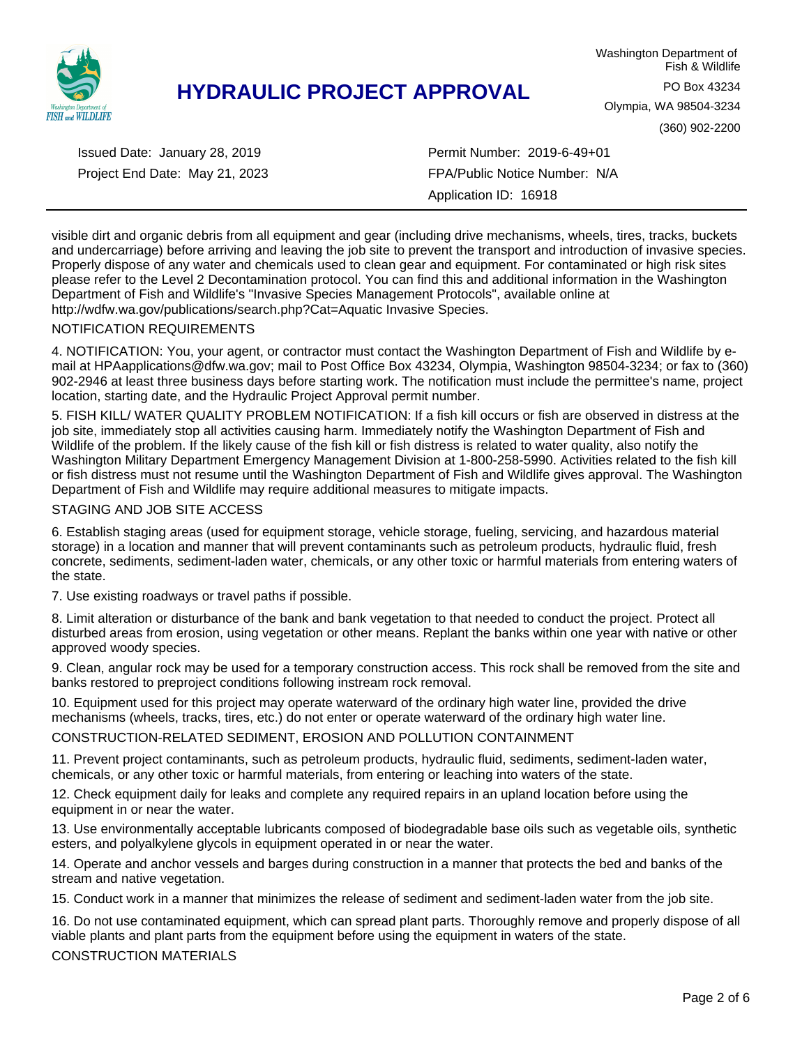visible dirt and organic debris from all equipment and gear (including drive mechanisms, wheels, tires, tracks, buckets and undercarriage) before arriving and leaving the job site to prevent the transport and introduction of invasive species. Properly dispose of any water and chemicals used to clean gear and equipment. For contaminated or high risk sites please refer to the Level 2 Decontamination protocol. You can find this and additional information in the Washington Department of Fish and Wildlife's "Invasive Species Management Protocols", available online at http://wdfw.wa.gov/publications/search.php?Cat=Aquatic Invasive Species.

NOTIFICATION REQUIREMENTS

4. NOTIFICATION: You, your agent, or contractor must contact the Washington Department of Fish and Wildlife by e-mail at HPAapplications@dfw.wa.gov; mail to Post Office Box 43234, Olympia, Washington 98504-3234; or fax to (360) 902-2946 at least three business days before starting work. The notification must include the permittee's name, project location, starting date, and the Hydraulic Project Approval permit number.

5. FISH KILL/ WATER QUALITY PROBLEM NOTIFICATION: If a fish kill occurs or fish are observed in distress at the job site, immediately stop all activities causing harm. Immediately notify the Washington Department of Fish and Wildlife of the problem. If the likely cause of the fish kill or fish distress is related to water quality, also notify the Washington Military Department Emergency Management Division at 1-800-258-5990. Activities related to the fish kill or fish distress must not resume until the Washington Department of Fish and Wildlife gives approval. The Washington Department of Fish and Wildlife may require additional measures to mitigate impacts.

STAGING AND JOB SITE ACCESS

6. Establish staging areas (used for equipment storage, vehicle storage, fueling, servicing, and hazardous material storage) in a location and manner that will prevent contaminants such as petroleum products, hydraulic fluid, fresh concrete, sediments, sediment-laden water, chemicals, or any other toxic or harmful materials from entering waters of the state.

7. Use existing roadways or travel paths if possible.

8. Limit alteration or disturbance of the bank and bank vegetation to that needed to conduct the project. Protect all disturbed areas from erosion, using vegetation or other means. Replant the banks within one year with native or other approved woody species.

9. Clean, angular rock may be used for a temporary construction access. This rock shall be removed from the site and banks restored to preproject conditions following instream rock removal.

10. Equipment used for this project may operate waterward of the ordinary high water line, provided the drive mechanisms (wheels, tracks, tires, etc.) do not enter or operate waterward of the ordinary high water line.

CONSTRUCTION-RELATED SEDIMENT, EROSION AND POLLUTION CONTAINMENT

11. Prevent project contaminants, such as petroleum products, hydraulic fluid, sediments, sediment-laden water, chemicals, or any other toxic or harmful materials, from entering or leaching into waters of the state.

12. Check equipment daily for leaks and complete any required repairs in an upland location before using the equipment in or near the water.

13. Use environmentally acceptable lubricants composed of biodegradable base oils such as vegetable oils, synthetic esters, and polyalkylene glycols in equipment operated in or near the water.

14. Operate and anchor vessels and barges during construction in a manner that protects the bed and banks of the stream and native vegetation.

15. Conduct work in a manner that minimizes the release of sediment and sediment-laden water from the job site.

16. Do not use contaminated equipment, which can spread plant parts. Thoroughly remove and properly dispose of all viable plants and plant parts from the equipment before using the equipment in waters of the state.

CONSTRUCTION MATERIALS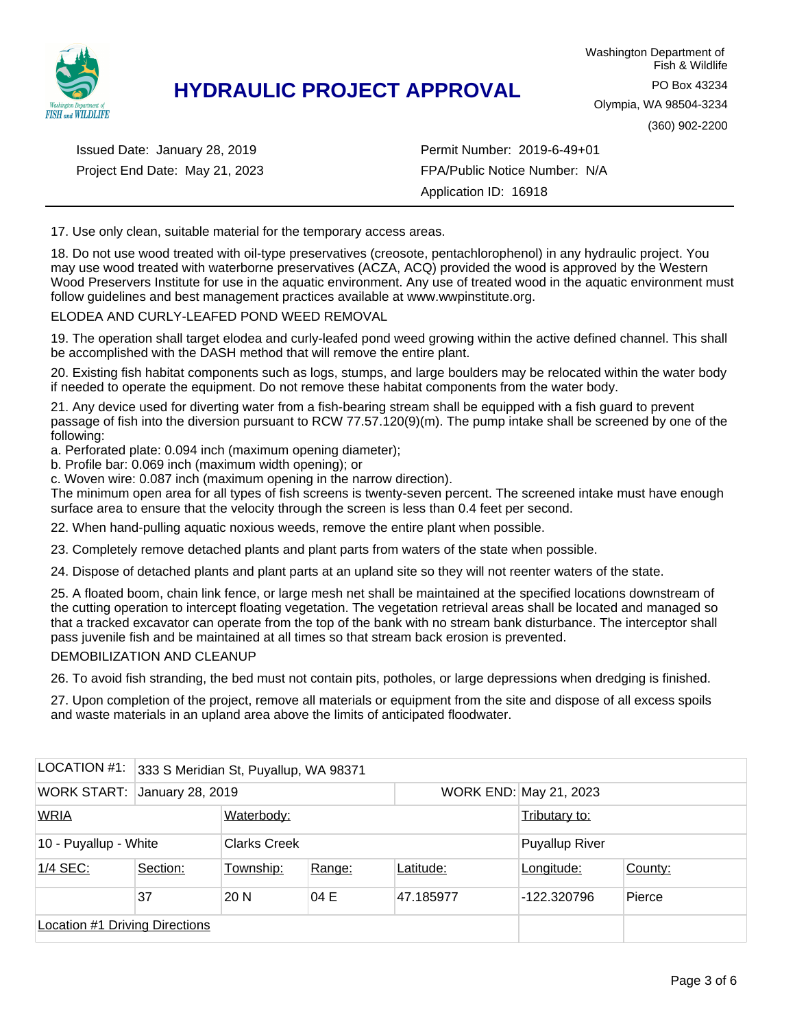17. Use only clean, suitable material for the temporary access areas.

18. Do not use wood treated with oil-type preservatives (creosote, pentachlorophenol) in any hydraulic project. You may use wood treated with waterborne preservatives (ACZA, ACQ) provided the wood is approved by the Western Wood Preservers Institute for use in the aquatic environment. Any use of treated wood in the aquatic environment must follow guidelines and best management practices available at www.wwpinstitute.org.

ELODEA AND CURLY-LEAFED POND WEED REMOVAL

19. The operation shall target elodea and curly-leafed pond weed growing within the active defined channel. This shall be accomplished with the DASH method that will remove the entire plant.

20. Existing fish habitat components such as logs, stumps, and large boulders may be relocated within the water body if needed to operate the equipment. Do not remove these habitat components from the water body.

21. Any device used for diverting water from a fish-bearing stream shall be equipped with a fish guard to prevent passage of fish into the diversion pursuant to RCW 77.57.120(9)(m). The pump intake shall be screened by one of the following:
a. Perforated plate: 0.094 inch (maximum opening diameter);
b. Profile bar: 0.069 inch (maximum width opening); or
c. Woven wire: 0.087 inch (maximum opening in the narrow direction).
The minimum open area for all types of fish screens is twenty-seven percent. The screened intake must have enough surface area to ensure that the velocity through the screen is less than 0.4 feet per second.

22. When hand-pulling aquatic noxious weeds, remove the entire plant when possible.

23. Completely remove detached plants and plant parts from waters of the state when possible.

24. Dispose of detached plants and plant parts at an upland site so they will not reenter waters of the state.

25. A floated boom, chain link fence, or large mesh net shall be maintained at the specified locations downstream of the cutting operation to intercept floating vegetation. The vegetation retrieval areas shall be located and managed so that a tracked excavator can operate from the top of the bank with no stream bank disturbance. The interceptor shall pass juvenile fish and be maintained at all times so that stream back erosion is prevented.

DEMOBILIZATION AND CLEANUP

26. To avoid fish stranding, the bed must not contain pits, potholes, or large depressions when dredging is finished.

27. Upon completion of the project, remove all materials or equipment from the site and dispose of all excess spoils and waste materials in an upland area above the limits of anticipated floodwater.

| LOCATION #1: | 333 S Meridian St, Puyallup, WA 98371 | | | | | |
|---|---|---|---|---|---|---|
| WORK START: | January 28, 2019 | | | WORK END: | May 21, 2023 | |
| WRIA | | Waterbody: | | | Tributary to: | |
| 10 - Puyallup - White | | Clarks Creek | | | Puyallup River | |
| 1/4 SEC: | Section: | Township: | Range: | Latitude: | Longitude: | County: |
| | 37 | 20 N | 04 E | 47.185977 | -122.320796 | Pierce |
| Location #1 Driving Directions | | | | | | |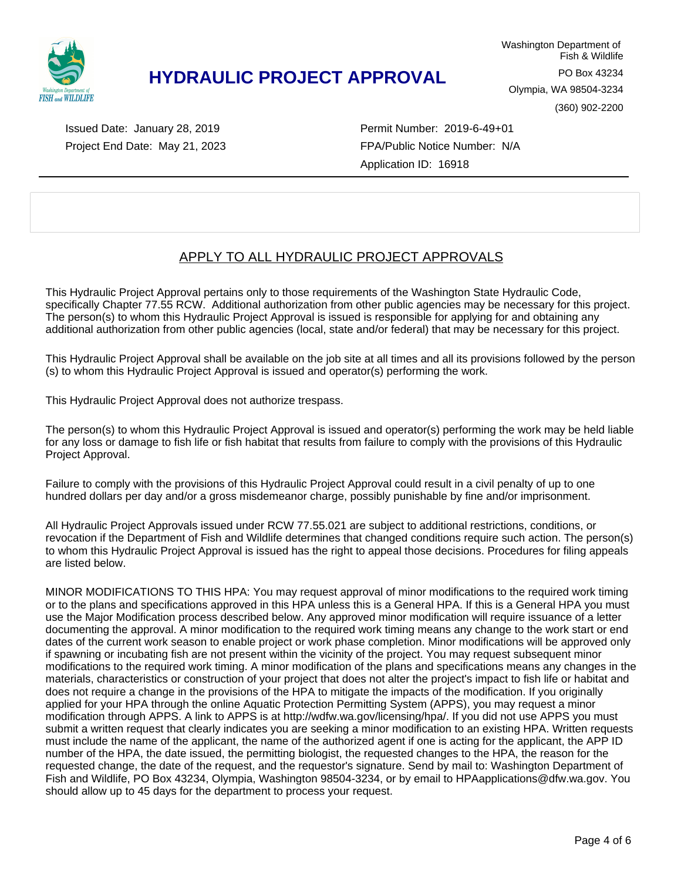# HYDRAULIC PROJECT APPROVAL

Washington Department of Fish & Wildlife
PO Box 43234
Olympia, WA 98504-3234
(360) 902-2200

Issued Date: January 28, 2019
Project End Date: May 21, 2023

Permit Number: 2019-6-49+01
FPA/Public Notice Number: N/A
Application ID: 16918

---

## APPLY TO ALL HYDRAULIC PROJECT APPROVALS

This Hydraulic Project Approval pertains only to those requirements of the Washington State Hydraulic Code, specifically Chapter 77.55 RCW. Additional authorization from other public agencies may be necessary for this project. The person(s) to whom this Hydraulic Project Approval is issued is responsible for applying for and obtaining any additional authorization from other public agencies (local, state and/or federal) that may be necessary for this project.

This Hydraulic Project Approval shall be available on the job site at all times and all its provisions followed by the person (s) to whom this Hydraulic Project Approval is issued and operator(s) performing the work.

This Hydraulic Project Approval does not authorize trespass.

The person(s) to whom this Hydraulic Project Approval is issued and operator(s) performing the work may be held liable for any loss or damage to fish life or fish habitat that results from failure to comply with the provisions of this Hydraulic Project Approval.

Failure to comply with the provisions of this Hydraulic Project Approval could result in a civil penalty of up to one hundred dollars per day and/or a gross misdemeanor charge, possibly punishable by fine and/or imprisonment.

All Hydraulic Project Approvals issued under RCW 77.55.021 are subject to additional restrictions, conditions, or revocation if the Department of Fish and Wildlife determines that changed conditions require such action. The person(s) to whom this Hydraulic Project Approval is issued has the right to appeal those decisions. Procedures for filing appeals are listed below.

MINOR MODIFICATIONS TO THIS HPA: You may request approval of minor modifications to the required work timing or to the plans and specifications approved in this HPA unless this is a General HPA. If this is a General HPA you must use the Major Modification process described below. Any approved minor modification will require issuance of a letter documenting the approval. A minor modification to the required work timing means any change to the work start or end dates of the current work season to enable project or work phase completion. Minor modifications will be approved only if spawning or incubating fish are not present within the vicinity of the project. You may request subsequent minor modifications to the required work timing. A minor modification of the plans and specifications means any changes in the materials, characteristics or construction of your project that does not alter the project's impact to fish life or habitat and does not require a change in the provisions of the HPA to mitigate the impacts of the modification. If you originally applied for your HPA through the online Aquatic Protection Permitting System (APPS), you may request a minor modification through APPS. A link to APPS is at http://wdfw.wa.gov/licensing/hpa/. If you did not use APPS you must submit a written request that clearly indicates you are seeking a minor modification to an existing HPA. Written requests must include the name of the applicant, the name of the authorized agent if one is acting for the applicant, the APP ID number of the HPA, the date issued, the permitting biologist, the requested changes to the HPA, the reason for the requested change, the date of the request, and the requestor's signature. Send by mail to: Washington Department of Fish and Wildlife, PO Box 43234, Olympia, Washington 98504-3234, or by email to HPAapplications@dfw.wa.gov. You should allow up to 45 days for the department to process your request.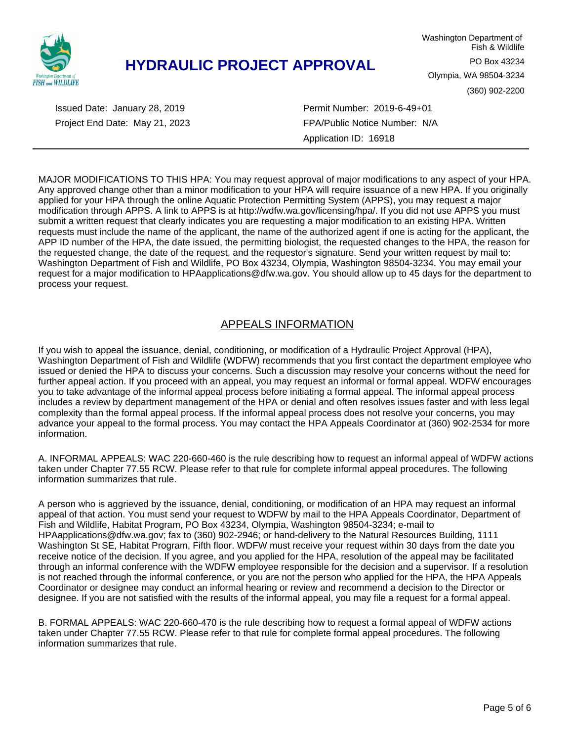# HYDRAULIC PROJECT APPROVAL

Washington Department of Fish & Wildlife
PO Box 43234
Olympia, WA 98504-3234
(360) 902-2200

Issued Date: January 28, 2019
Project End Date: May 21, 2023

Permit Number: 2019-6-49+01
FPA/Public Notice Number: N/A
Application ID: 16918

---

MAJOR MODIFICATIONS TO THIS HPA: You may request approval of major modifications to any aspect of your HPA. Any approved change other than a minor modification to your HPA will require issuance of a new HPA. If you originally applied for your HPA through the online Aquatic Protection Permitting System (APPS), you may request a major modification through APPS. A link to APPS is at http://wdfw.wa.gov/licensing/hpa/. If you did not use APPS you must submit a written request that clearly indicates you are requesting a major modification to an existing HPA. Written requests must include the name of the applicant, the name of the authorized agent if one is acting for the applicant, the APP ID number of the HPA, the date issued, the permitting biologist, the requested changes to the HPA, the reason for the requested change, the date of the request, and the requestor's signature. Send your written request by mail to: Washington Department of Fish and Wildlife, PO Box 43234, Olympia, Washington 98504-3234. You may email your request for a major modification to HPAapplications@dfw.wa.gov. You should allow up to 45 days for the department to process your request.

## APPEALS INFORMATION

If you wish to appeal the issuance, denial, conditioning, or modification of a Hydraulic Project Approval (HPA), Washington Department of Fish and Wildlife (WDFW) recommends that you first contact the department employee who issued or denied the HPA to discuss your concerns. Such a discussion may resolve your concerns without the need for further appeal action. If you proceed with an appeal, you may request an informal or formal appeal. WDFW encourages you to take advantage of the informal appeal process before initiating a formal appeal. The informal appeal process includes a review by department management of the HPA or denial and often resolves issues faster and with less legal complexity than the formal appeal process. If the informal appeal process does not resolve your concerns, you may advance your appeal to the formal process. You may contact the HPA Appeals Coordinator at (360) 902-2534 for more information.

A. INFORMAL APPEALS: WAC 220-660-460 is the rule describing how to request an informal appeal of WDFW actions taken under Chapter 77.55 RCW. Please refer to that rule for complete informal appeal procedures. The following information summarizes that rule.

A person who is aggrieved by the issuance, denial, conditioning, or modification of an HPA may request an informal appeal of that action. You must send your request to WDFW by mail to the HPA Appeals Coordinator, Department of Fish and Wildlife, Habitat Program, PO Box 43234, Olympia, Washington 98504-3234; e-mail to HPAapplications@dfw.wa.gov; fax to (360) 902-2946; or hand-delivery to the Natural Resources Building, 1111 Washington St SE, Habitat Program, Fifth floor. WDFW must receive your request within 30 days from the date you receive notice of the decision. If you agree, and you applied for the HPA, resolution of the appeal may be facilitated through an informal conference with the WDFW employee responsible for the decision and a supervisor. If a resolution is not reached through the informal conference, or you are not the person who applied for the HPA, the HPA Appeals Coordinator or designee may conduct an informal hearing or review and recommend a decision to the Director or designee. If you are not satisfied with the results of the informal appeal, you may file a request for a formal appeal.

B. FORMAL APPEALS: WAC 220-660-470 is the rule describing how to request a formal appeal of WDFW actions taken under Chapter 77.55 RCW. Please refer to that rule for complete formal appeal procedures. The following information summarizes that rule.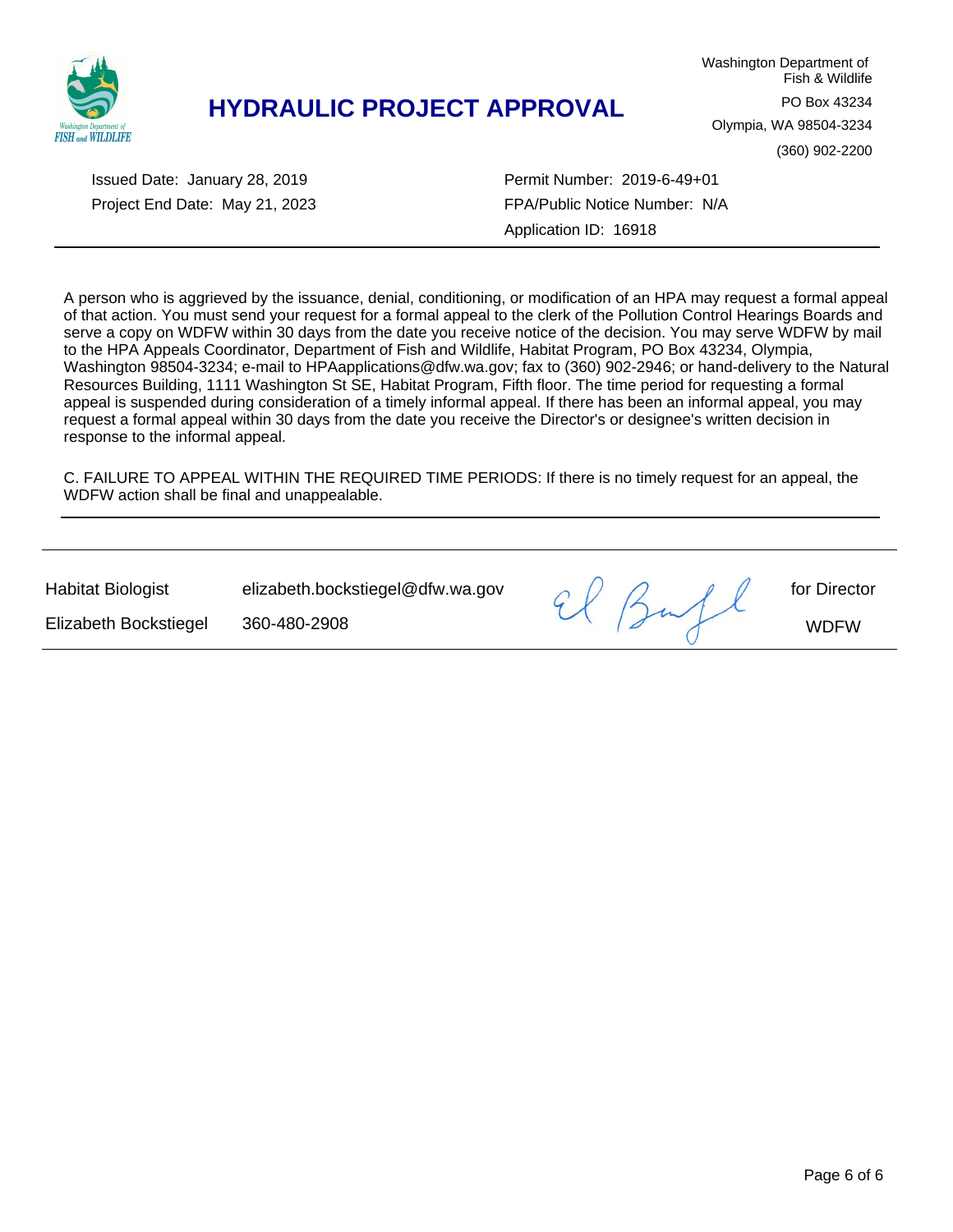# HYDRAULIC PROJECT APPROVAL

Washington Department of Fish & Wildlife
PO Box 43234
Olympia, WA 98504-3234
(360) 902-2200

Issued Date: January 28, 2019
Project End Date: May 21, 2023

Permit Number: 2019-6-49+01
FPA/Public Notice Number: N/A
Application ID: 16918

---

A person who is aggrieved by the issuance, denial, conditioning, or modification of an HPA may request a formal appeal of that action. You must send your request for a formal appeal to the clerk of the Pollution Control Hearings Boards and serve a copy on WDFW within 30 days from the date you receive notice of the decision. You may serve WDFW by mail to the HPA Appeals Coordinator, Department of Fish and Wildlife, Habitat Program, PO Box 43234, Olympia, Washington 98504-3234; e-mail to HPAapplications@dfw.wa.gov; fax to (360) 902-2946; or hand-delivery to the Natural Resources Building, 1111 Washington St SE, Habitat Program, Fifth floor. The time period for requesting a formal appeal is suspended during consideration of a timely informal appeal. If there has been an informal appeal, you may request a formal appeal within 30 days from the date you receive the Director's or designee's written decision in response to the informal appeal.

C. FAILURE TO APPEAL WITHIN THE REQUIRED TIME PERIODS: If there is no timely request for an appeal, the WDFW action shall be final and unappealable.

---

| | | | |
|---|---|---|---|
| Habitat Biologist | elizabeth.bockstiegel@dfw.wa.gov | | for Director |
| Elizabeth Bockstiegel | 360-480-2908 | | WDFW |